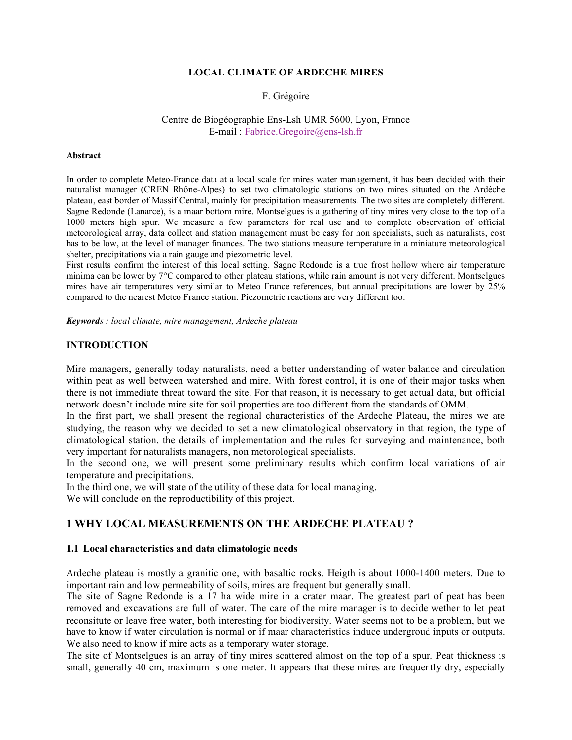# LOCAL CLIMATE OF ARDECHE MIRES

F. Grégoire

Centre de Biogéographie Ens-Lsh UMR 5600, Lyon, France
E-mail : Fabrice.Gregoire@ens-lsh.fr

**Abstract**

In order to complete Meteo-France data at a local scale for mires water management, it has been decided with their naturalist manager (CREN Rhône-Alpes) to set two climatologic stations on two mires situated on the Ardèche plateau, east border of Massif Central, mainly for precipitation measurements. The two sites are completely different. Sagne Redonde (Lanarce), is a maar bottom mire. Montselgues is a gathering of tiny mires very close to the top of a 1000 meters high spur. We measure a few parameters for real use and to complete observation of official meteorological array, data collect and station management must be easy for non specialists, such as naturalists, cost has to be low, at the level of manager finances. The two stations measure temperature in a miniature meteorological shelter, precipitations via a rain gauge and piezometric level.
First results confirm the interest of this local setting. Sagne Redonde is a true frost hollow where air temperature minima can be lower by 7°C compared to other plateau stations, while rain amount is not very different. Montselgues mires have air temperatures very similar to Meteo France references, but annual precipitations are lower by 25% compared to the nearest Meteo France station. Piezometric reactions are very different too.

***Keywords** : local climate, mire management, Ardeche plateau*

## INTRODUCTION

Mire managers, generally today naturalists, need a better understanding of water balance and circulation within peat as well between watershed and mire. With forest control, it is one of their major tasks when there is not immediate threat toward the site. For that reason, it is necessary to get actual data, but official network doesn't include mire site for soil properties are too different from the standards of OMM.
In the first part, we shall present the regional characteristics of the Ardeche Plateau, the mires we are studying, the reason why we decided to set a new climatological observatory in that region, the type of climatological station, the details of implementation and the rules for surveying and maintenance, both very important for naturalists managers, non metorological specialists.
In the second one, we will present some preliminary results which confirm local variations of air temperature and precipitations.
In the third one, we will state of the utility of these data for local managing.
We will conclude on the reproductibility of this project.

## 1 WHY LOCAL MEASUREMENTS ON THE ARDECHE PLATEAU ?

### 1.1 Local characteristics and data climatologic needs

Ardeche plateau is mostly a granitic one, with basaltic rocks. Heigth is about 1000-1400 meters. Due to important rain and low permeability of soils, mires are frequent but generally small.
The site of Sagne Redonde is a 17 ha wide mire in a crater maar. The greatest part of peat has been removed and excavations are full of water. The care of the mire manager is to decide wether to let peat reconsitute or leave free water, both interesting for biodiversity. Water seems not to be a problem, but we have to know if water circulation is normal or if maar characteristics induce undergroud inputs or outputs. We also need to know if mire acts as a temporary water storage.
The site of Montselgues is an array of tiny mires scattered almost on the top of a spur. Peat thickness is small, generally 40 cm, maximum is one meter. It appears that these mires are frequently dry, especially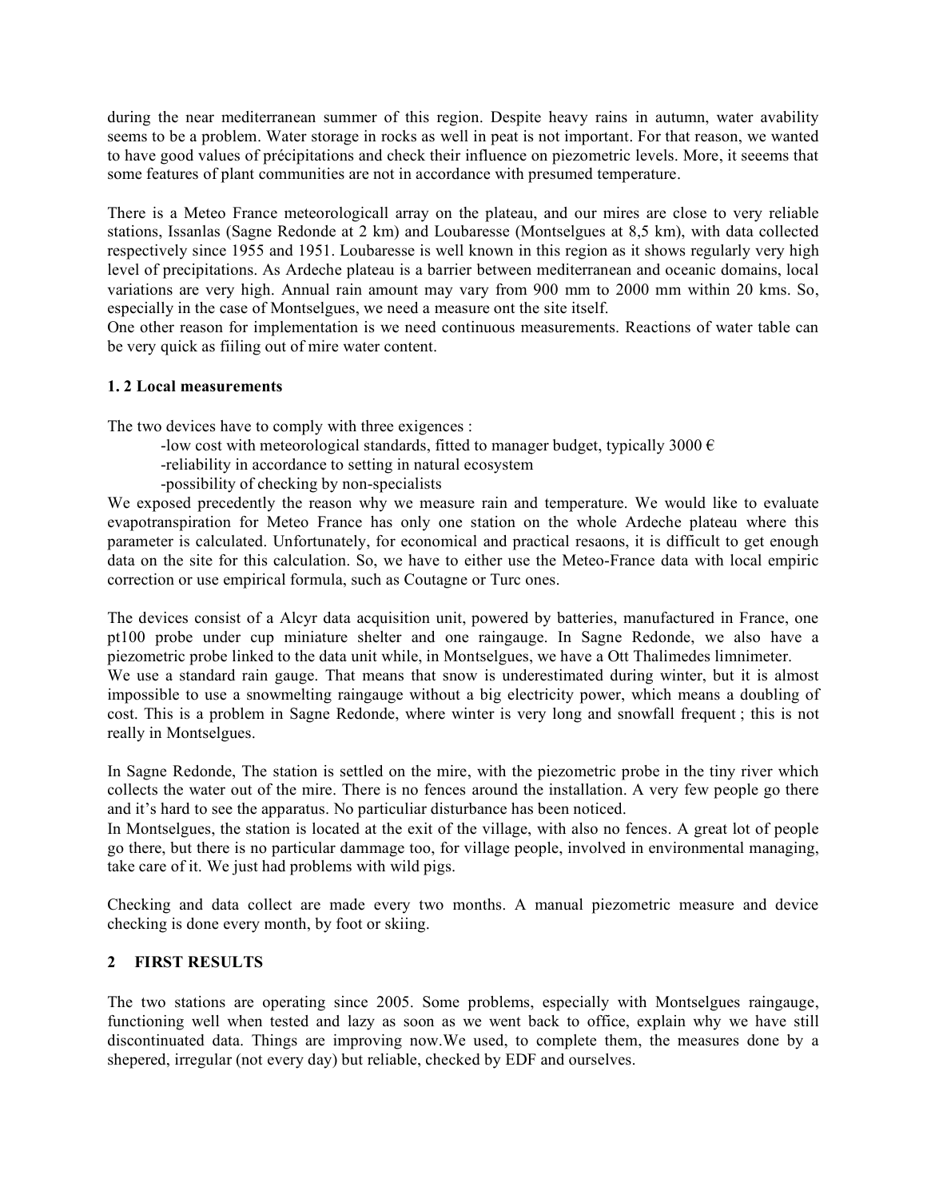during the near mediterranean summer of this region. Despite heavy rains in autumn, water avability seems to be a problem. Water storage in rocks as well in peat is not important. For that reason, we wanted to have good values of précipitations and check their influence on piezometric levels. More, it seeems that some features of plant communities are not in accordance with presumed temperature.

There is a Meteo France meteorologicall array on the plateau, and our mires are close to very reliable stations, Issanlas (Sagne Redonde at 2 km) and Loubaresse (Montselgues at 8,5 km), with data collected respectively since 1955 and 1951. Loubaresse is well known in this region as it shows regularly very high level of precipitations. As Ardeche plateau is a barrier between mediterranean and oceanic domains, local variations are very high. Annual rain amount may vary from 900 mm to 2000 mm within 20 kms. So, especially in the case of Montselgues, we need a measure ont the site itself.
One other reason for implementation is we need continuous measurements. Reactions of water table can be very quick as fiiling out of mire water content.

### 1. 2 Local measurements

The two devices have to comply with three exigences :

- -low cost with meteorological standards, fitted to manager budget, typically 3000 €
- -reliability in accordance to setting in natural ecosystem
- -possibility of checking by non-specialists

We exposed precedently the reason why we measure rain and temperature. We would like to evaluate evapotranspiration for Meteo France has only one station on the whole Ardeche plateau where this parameter is calculated. Unfortunately, for economical and practical resaons, it is difficult to get enough data on the site for this calculation. So, we have to either use the Meteo-France data with local empiric correction or use empirical formula, such as Coutagne or Turc ones.

The devices consist of a Alcyr data acquisition unit, powered by batteries, manufactured in France, one pt100 probe under cup miniature shelter and one raingauge. In Sagne Redonde, we also have a piezometric probe linked to the data unit while, in Montselgues, we have a Ott Thalimedes limnimeter.
We use a standard rain gauge. That means that snow is underestimated during winter, but it is almost impossible to use a snowmelting raingauge without a big electricity power, which means a doubling of cost. This is a problem in Sagne Redonde, where winter is very long and snowfall frequent ; this is not really in Montselgues.

In Sagne Redonde, The station is settled on the mire, with the piezometric probe in the tiny river which collects the water out of the mire. There is no fences around the installation. A very few people go there and it's hard to see the apparatus. No particuliar disturbance has been noticed.
In Montselgues, the station is located at the exit of the village, with also no fences. A great lot of people go there, but there is no particular dammage too, for village people, involved in environmental managing, take care of it. We just had problems with wild pigs.

Checking and data collect are made every two months. A manual piezometric measure and device checking is done every month, by foot or skiing.

## 2 FIRST RESULTS

The two stations are operating since 2005. Some problems, especially with Montselgues raingauge, functioning well when tested and lazy as soon as we went back to office, explain why we have still discontinuated data. Things are improving now.We used, to complete them, the measures done by a shepered, irregular (not every day) but reliable, checked by EDF and ourselves.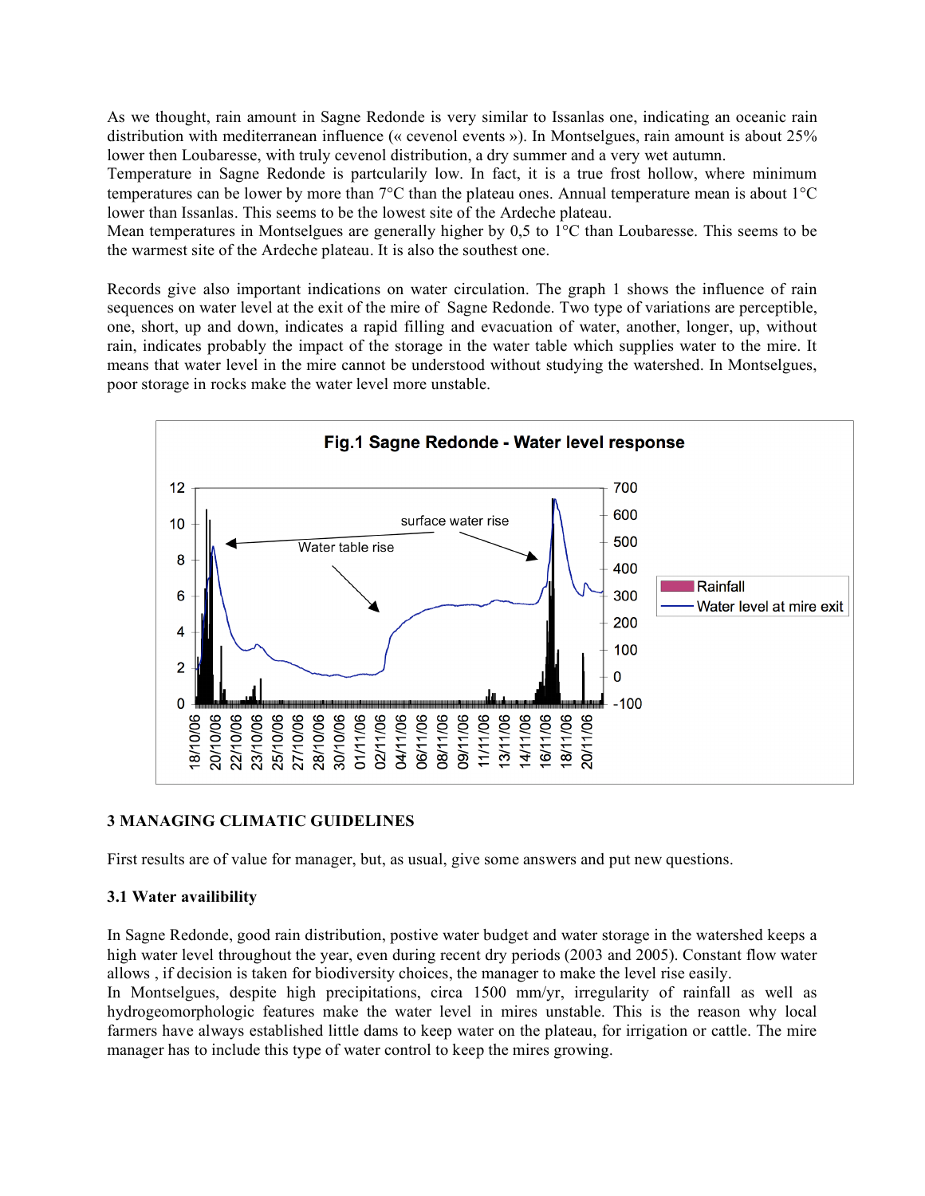As we thought, rain amount in Sagne Redonde is very similar to Issanlas one, indicating an oceanic rain distribution with mediterranean influence (« cevenol events »). In Montselgues, rain amount is about 25% lower then Loubaresse, with truly cevenol distribution, a dry summer and a very wet autumn.
Temperature in Sagne Redonde is partcularly low. In fact, it is a true frost hollow, where minimum temperatures can be lower by more than 7°C than the plateau ones. Annual temperature mean is about 1°C lower than Issanlas. This seems to be the lowest site of the Ardeche plateau.
Mean temperatures in Montselgues are generally higher by 0,5 to 1°C than Loubaresse. This seems to be the warmest site of the Ardeche plateau. It is also the southest one.

Records give also important indications on water circulation. The graph 1 shows the influence of rain sequences on water level at the exit of the mire of Sagne Redonde. Two type of variations are perceptible, one, short, up and down, indicates a rapid filling and evacuation of water, another, longer, up, without rain, indicates probably the impact of the storage in the water table which supplies water to the mire. It means that water level in the mire cannot be understood without studying the watershed. In Montselgues, poor storage in rocks make the water level more unstable.

Fig.1 Sagne Redonde - Water level response

## 3 MANAGING CLIMATIC GUIDELINES

First results are of value for manager, but, as usual, give some answers and put new questions.

### 3.1 Water availibility

In Sagne Redonde, good rain distribution, postive water budget and water storage in the watershed keeps a high water level throughout the year, even during recent dry periods (2003 and 2005). Constant flow water allows , if decision is taken for biodiversity choices, the manager to make the level rise easily.
In Montselgues, despite high precipitations, circa 1500 mm/yr, irregularity of rainfall as well as hydrogeomorphologic features make the water level in mires unstable. This is the reason why local farmers have always established little dams to keep water on the plateau, for irrigation or cattle. The mire manager has to include this type of water control to keep the mires growing.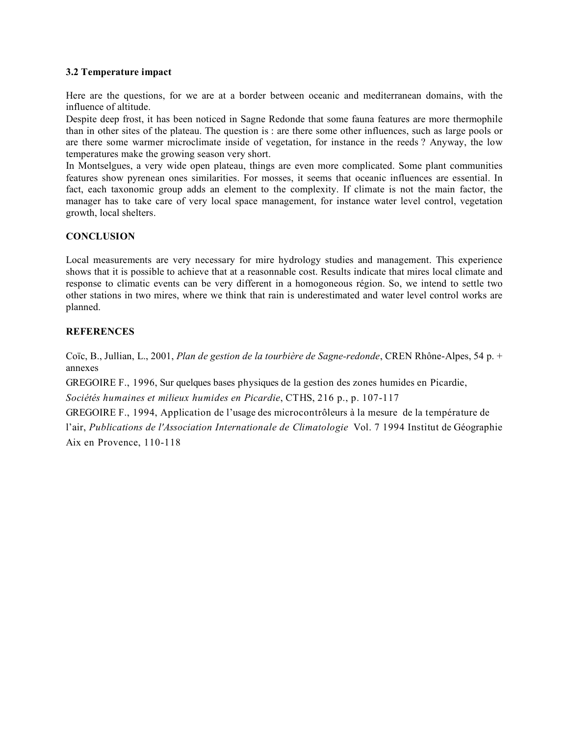### 3.2 Temperature impact

Here are the questions, for we are at a border between oceanic and mediterranean domains, with the influence of altitude.

Despite deep frost, it has been noticed in Sagne Redonde that some fauna features are more thermophile than in other sites of the plateau. The question is : are there some other influences, such as large pools or are there some warmer microclimate inside of vegetation, for instance in the reeds ? Anyway, the low temperatures make the growing season very short.

In Montselgues, a very wide open plateau, things are even more complicated. Some plant communities features show pyrenean ones similarities. For mosses, it seems that oceanic influences are essential. In fact, each taxonomic group adds an element to the complexity. If climate is not the main factor, the manager has to take care of very local space management, for instance water level control, vegetation growth, local shelters.

## CONCLUSION

Local measurements are very necessary for mire hydrology studies and management. This experience shows that it is possible to achieve that at a reasonnable cost. Results indicate that mires local climate and response to climatic events can be very different in a homogoneous région. So, we intend to settle two other stations in two mires, where we think that rain is underestimated and water level control works are planned.

## REFERENCES

Coïc, B., Jullian, L., 2001, *Plan de gestion de la tourbière de Sagne-redonde*, CREN Rhône-Alpes, 54 p. + annexes

GREGOIRE F., 1996, Sur quelques bases physiques de la gestion des zones humides en Picardie, *Sociétés humaines et milieux humides en Picardie*, CTHS, 216 p., p. 107-117

GREGOIRE F., 1994, Application de l'usage des microcontrôleurs à la mesure de la température de l'air, *Publications de l'Association Internationale de Climatologie* Vol. 7 1994 Institut de Géographie Aix en Provence, 110-118